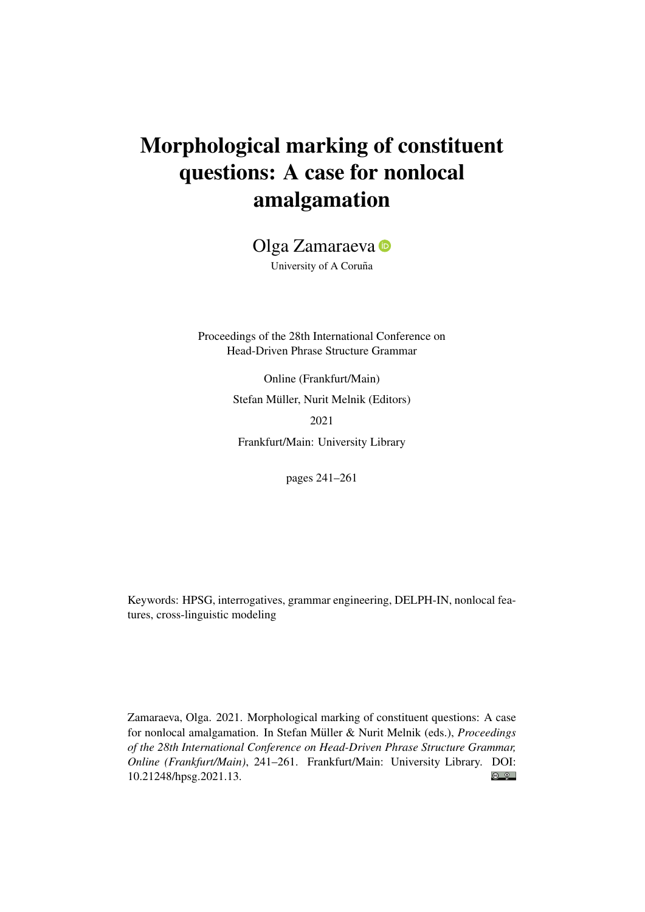# Morphological marking of constituent questions: A case for nonlocal amalgamation

Olga Zamaraeva

University of A Coruña

Proceedings of the 28th International Conference on Head-Driven Phrase Structure Grammar

Online (Frankfurt/Main)

Stefan Müller, Nurit Melnik (Editors)

2021

Frankfurt/Main: University Library

pages 241–261

Keywords: HPSG, interrogatives, grammar engineering, DELPH-IN, nonlocal features, cross-linguistic modeling

Zamaraeva, Olga. 2021. Morphological marking of constituent questions: A case for nonlocal amalgamation. In Stefan Müller & Nurit Melnik (eds.), *Proceedings of the 28th International Conference on Head-Driven Phrase Structure Grammar, Online (Frankfurt/Main)*, 241–261. Frankfurt/Main: University Library. DOI: 10.21248/hpsg.2021.13.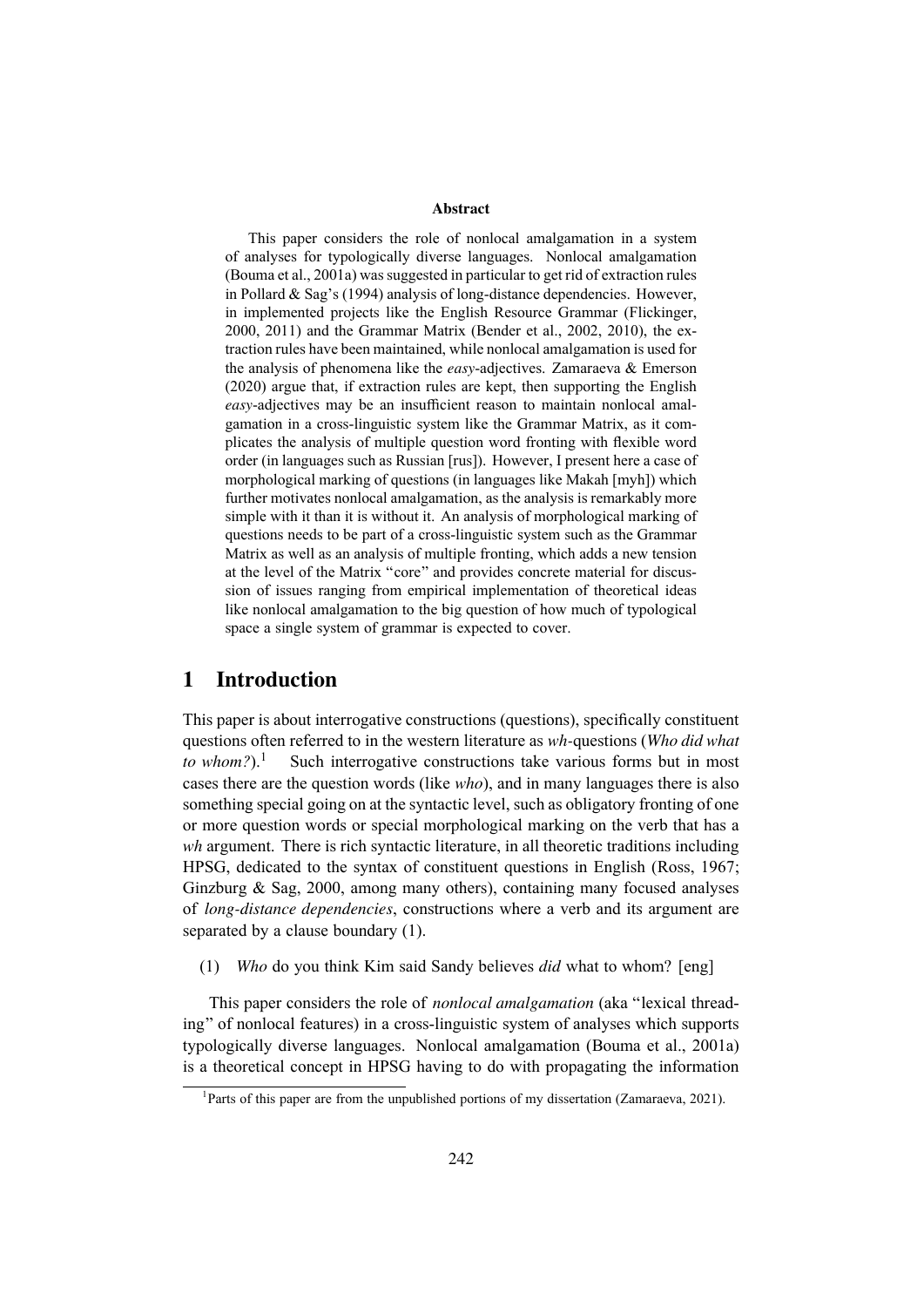**Abstract**

This paper considers the role of nonlocal amalgamation in a system of analyses for typologically diverse languages. Nonlocal amalgamation (Bouma et al., 2001a) was suggested in particular to get rid of extraction rules in Pollard & Sag's (1994) analysis of long-distance dependencies. However, in implemented projects like the English Resource Grammar (Flickinger, 2000, 2011) and the Grammar Matrix (Bender et al., 2002, 2010), the extraction rules have been maintained, while nonlocal amalgamation is used for the analysis of phenomena like the *easy*-adjectives. Zamaraeva & Emerson (2020) argue that, if extraction rules are kept, then supporting the English *easy*-adjectives may be an insufficient reason to maintain nonlocal amalgamation in a cross-linguistic system like the Grammar Matrix, as it complicates the analysis of multiple question word fronting with flexible word order (in languages such as Russian [rus]). However, I present here a case of morphological marking of questions (in languages like Makah [myh]) which further motivates nonlocal amalgamation, as the analysis is remarkably more simple with it than it is without it. An analysis of morphological marking of questions needs to be part of a cross-linguistic system such as the Grammar Matrix as well as an analysis of multiple fronting, which adds a new tension at the level of the Matrix "core" and provides concrete material for discussion of issues ranging from empirical implementation of theoretical ideas like nonlocal amalgamation to the big question of how much of typological space a single system of grammar is expected to cover.

# 1 Introduction

This paper is about interrogative constructions (questions), specifically constituent questions often referred to in the western literature as *wh*-questions (*Who did what to whom?*).[1] Such interrogative constructions take various forms but in most cases there are the question words (like *who*), and in many languages there is also something special going on at the syntactic level, such as obligatory fronting of one or more question words or special morphological marking on the verb that has a *wh* argument. There is rich syntactic literature, in all theoretic traditions including HPSG, dedicated to the syntax of constituent questions in English (Ross, 1967; Ginzburg & Sag, 2000, among many others), containing many focused analyses of *long-distance dependencies*, constructions where a verb and its argument are separated by a clause boundary (1).

(1) *Who* do you think Kim said Sandy believes *did* what to whom? [eng]

This paper considers the role of *nonlocal amalgamation* (aka "lexical threading" of nonlocal features) in a cross-linguistic system of analyses which supports typologically diverse languages. Nonlocal amalgamation (Bouma et al., 2001a) is a theoretical concept in HPSG having to do with propagating the information

[1] Parts of this paper are from the unpublished portions of my dissertation (Zamaraeva, 2021).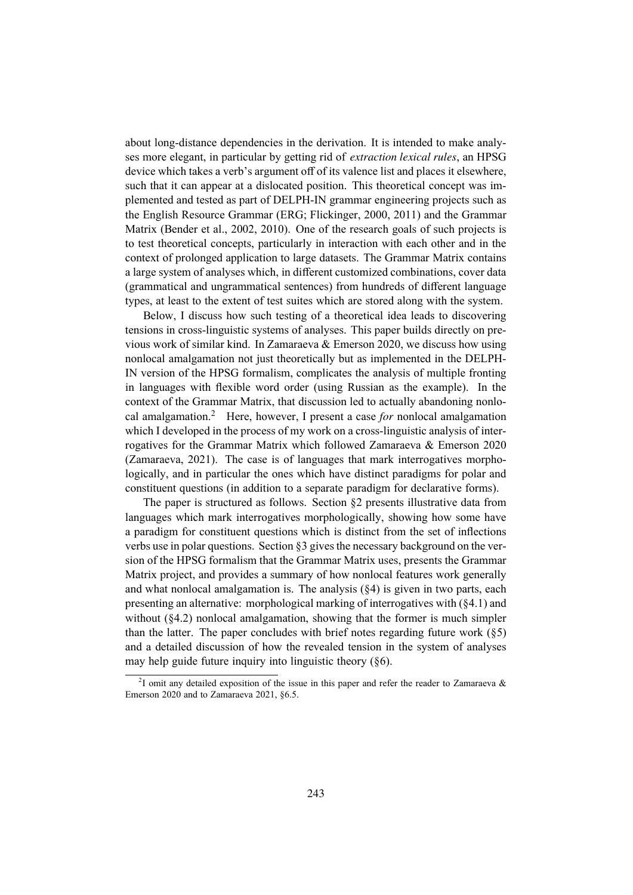about long-distance dependencies in the derivation. It is intended to make analyses more elegant, in particular by getting rid of *extraction lexical rules*, an HPSG device which takes a verb's argument off of its valence list and places it elsewhere, such that it can appear at a dislocated position. This theoretical concept was implemented and tested as part of DELPH-IN grammar engineering projects such as the English Resource Grammar (ERG; Flickinger, 2000, 2011) and the Grammar Matrix (Bender et al., 2002, 2010). One of the research goals of such projects is to test theoretical concepts, particularly in interaction with each other and in the context of prolonged application to large datasets. The Grammar Matrix contains a large system of analyses which, in different customized combinations, cover data (grammatical and ungrammatical sentences) from hundreds of different language types, at least to the extent of test suites which are stored along with the system.

Below, I discuss how such testing of a theoretical idea leads to discovering tensions in cross-linguistic systems of analyses. This paper builds directly on previous work of similar kind. In Zamaraeva & Emerson 2020, we discuss how using nonlocal amalgamation not just theoretically but as implemented in the DELPH-IN version of the HPSG formalism, complicates the analysis of multiple fronting in languages with flexible word order (using Russian as the example). In the context of the Grammar Matrix, that discussion led to actually abandoning nonlocal amalgamation.[2] Here, however, I present a case *for* nonlocal amalgamation which I developed in the process of my work on a cross-linguistic analysis of interrogatives for the Grammar Matrix which followed Zamaraeva & Emerson 2020 (Zamaraeva, 2021). The case is of languages that mark interrogatives morphologically, and in particular the ones which have distinct paradigms for polar and constituent questions (in addition to a separate paradigm for declarative forms).

The paper is structured as follows. Section §2 presents illustrative data from languages which mark interrogatives morphologically, showing how some have a paradigm for constituent questions which is distinct from the set of inflections verbs use in polar questions. Section §3 gives the necessary background on the version of the HPSG formalism that the Grammar Matrix uses, presents the Grammar Matrix project, and provides a summary of how nonlocal features work generally and what nonlocal amalgamation is. The analysis (§4) is given in two parts, each presenting an alternative: morphological marking of interrogatives with (§4.1) and without (§4.2) nonlocal amalgamation, showing that the former is much simpler than the latter. The paper concludes with brief notes regarding future work (§5) and a detailed discussion of how the revealed tension in the system of analyses may help guide future inquiry into linguistic theory (§6).

[2] I omit any detailed exposition of the issue in this paper and refer the reader to Zamaraeva & Emerson 2020 and to Zamaraeva 2021, §6.5.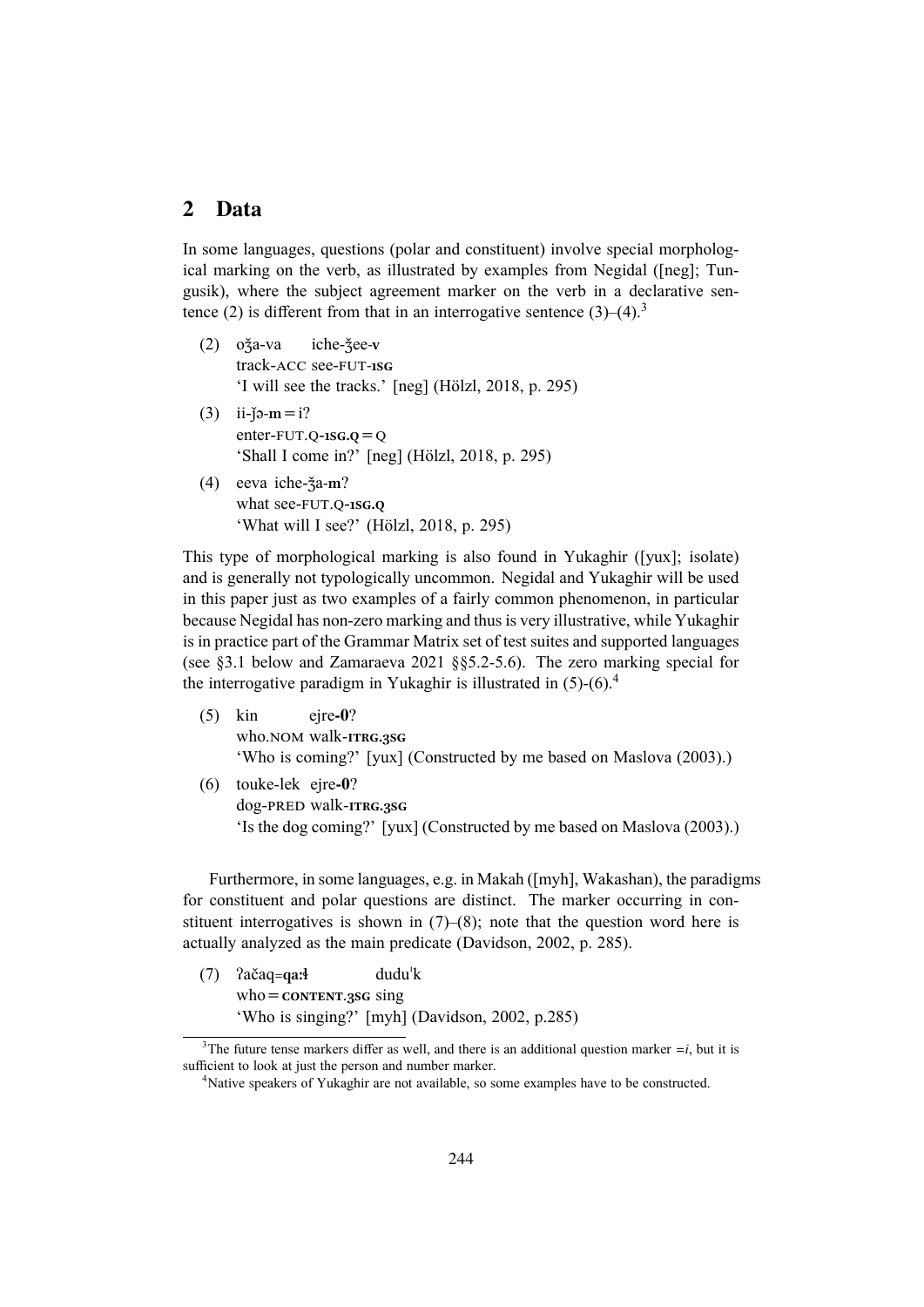## 2 Data

In some languages, questions (polar and constituent) involve special morphological marking on the verb, as illustrated by examples from Negidal ([neg]; Tungusik), where the subject agreement marker on the verb in a declarative sentence (2) is different from that in an interrogative sentence (3)–(4).[3]

(2) oǯa-va iche-ǯee-**v**
track-ACC see-FUT-**1SG**
'I will see the tracks.' [neg] (Hölzl, 2018, p. 295)

(3) ii-ǯə-**m**=i?
enter-FUT.Q-**1SG.Q**=Q
'Shall I come in?' [neg] (Hölzl, 2018, p. 295)

(4) eeva iche-ǯa-**m**?
what see-FUT.Q-**1SG.Q**
'What will I see?' (Hölzl, 2018, p. 295)

This type of morphological marking is also found in Yukaghir ([yux]; isolate) and is generally not typologically uncommon. Negidal and Yukaghir will be used in this paper just as two examples of a fairly common phenomenon, in particular because Negidal has non-zero marking and thus is very illustrative, while Yukaghir is in practice part of the Grammar Matrix set of test suites and supported languages (see §3.1 below and Zamaraeva 2021 §§5.2-5.6). The zero marking special for the interrogative paradigm in Yukaghir is illustrated in (5)-(6).[4]

(5) kin ejre-**0**?
who.NOM walk-**ITRG.3SG**
'Who is coming?' [yux] (Constructed by me based on Maslova (2003).)

(6) touke-lek ejre-**0**?
dog-PRED walk-**ITRG.3SG**
'Is the dog coming?' [yux] (Constructed by me based on Maslova (2003).)

Furthermore, in some languages, e.g. in Makah ([myh], Wakashan), the paradigms for constituent and polar questions are distinct. The marker occurring in constituent interrogatives is shown in (7)–(8); note that the question word here is actually analyzed as the main predicate (Davidson, 2002, p. 285).

(7) ʔačaq=**qa:ɬ** duduˈk
who=**CONTENT.3SG** sing
'Who is singing?' [myh] (Davidson, 2002, p.285)

[3] The future tense markers differ as well, and there is an additional question marker =*i*, but it is sufficient to look at just the person and number marker.

[4] Native speakers of Yukaghir are not available, so some examples have to be constructed.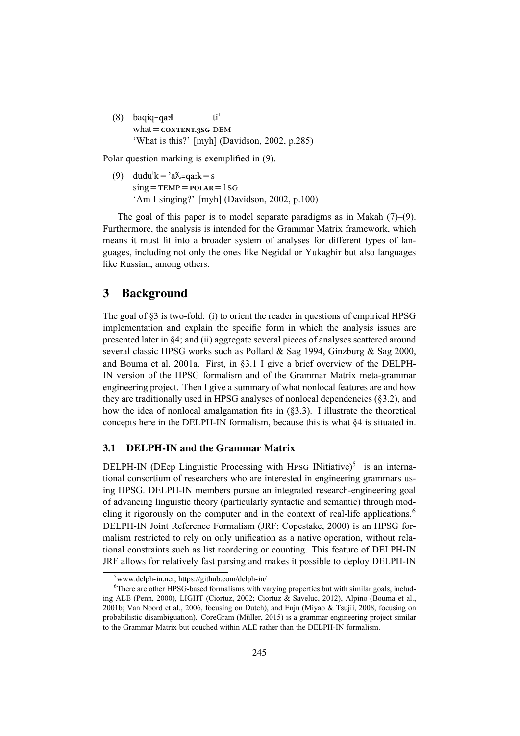(8) baqiq=**qa:ɬ** tiˡ
what=**CONTENT.3SG** DEM
'What is this?' [myh] (Davidson, 2002, p.285)

Polar question marking is exemplified in (9).

(9) duduˡk='aƛ̓=**qa:k**=s
sing=TEMP=**POLAR**=1SG
'Am I singing?' [myh] (Davidson, 2002, p.100)

The goal of this paper is to model separate paradigms as in Makah (7)–(9). Furthermore, the analysis is intended for the Grammar Matrix framework, which means it must fit into a broader system of analyses for different types of languages, including not only the ones like Negidal or Yukaghir but also languages like Russian, among others.

## 3 Background

The goal of §3 is two-fold: (i) to orient the reader in questions of empirical HPSG implementation and explain the specific form in which the analysis issues are presented later in §4; and (ii) aggregate several pieces of analyses scattered around several classic HPSG works such as Pollard & Sag 1994, Ginzburg & Sag 2000, and Bouma et al. 2001a. First, in §3.1 I give a brief overview of the DELPH-IN version of the HPSG formalism and of the Grammar Matrix meta-grammar engineering project. Then I give a summary of what nonlocal features are and how they are traditionally used in HPSG analyses of nonlocal dependencies (§3.2), and how the idea of nonlocal amalgamation fits in (§3.3). I illustrate the theoretical concepts here in the DELPH-IN formalism, because this is what §4 is situated in.

### 3.1 DELPH-IN and the Grammar Matrix

DELPH-IN (DEep Linguistic Processing with HPSG INitiative)[5] is an international consortium of researchers who are interested in engineering grammars using HPSG. DELPH-IN members pursue an integrated research-engineering goal of advancing linguistic theory (particularly syntactic and semantic) through modeling it rigorously on the computer and in the context of real-life applications.[6] DELPH-IN Joint Reference Formalism (JRF; Copestake, 2000) is an HPSG formalism restricted to rely on only unification as a native operation, without relational constraints such as list reordering or counting. This feature of DELPH-IN JRF allows for relatively fast parsing and makes it possible to deploy DELPH-IN

[5] www.delph-in.net; https://github.com/delph-in/

[6] There are other HPSG-based formalisms with varying properties but with similar goals, including ALE (Penn, 2000), LIGHT (Ciortuz, 2002; Ciortuz & Saveluc, 2012), Alpino (Bouma et al., 2001b; Van Noord et al., 2006, focusing on Dutch), and Enju (Miyao & Tsujii, 2008, focusing on probabilistic disambiguation). CoreGram (Müller, 2015) is a grammar engineering project similar to the Grammar Matrix but couched within ALE rather than the DELPH-IN formalism.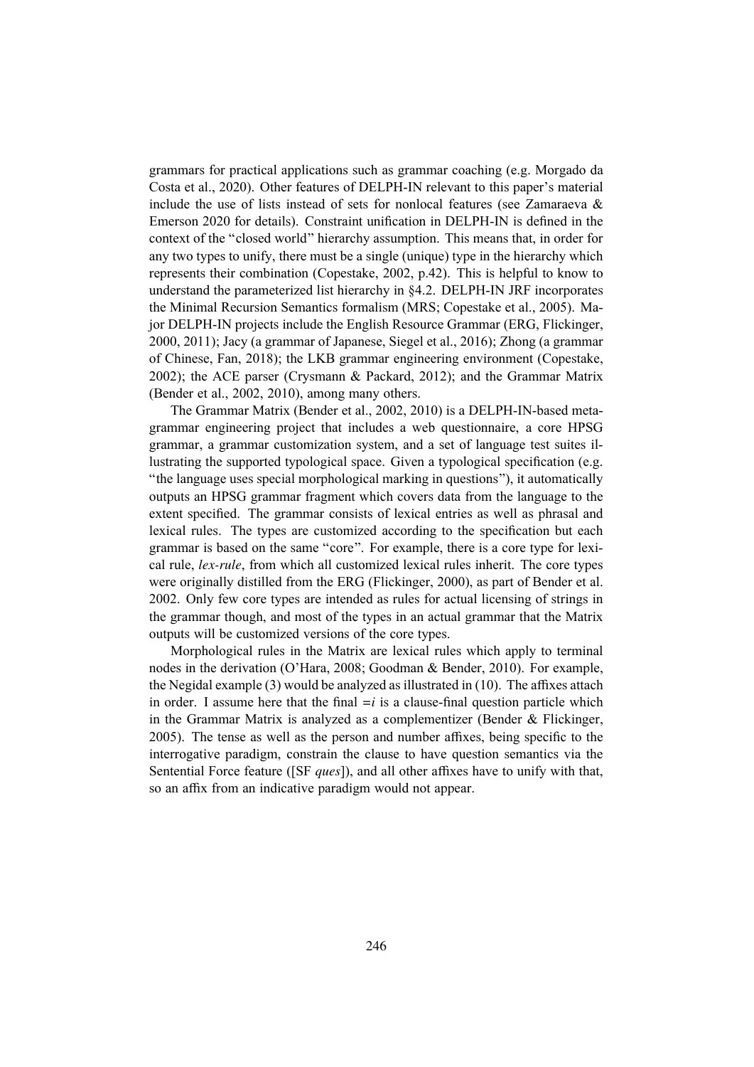grammars for practical applications such as grammar coaching (e.g. Morgado da Costa et al., 2020). Other features of DELPH-IN relevant to this paper's material include the use of lists instead of sets for nonlocal features (see Zamaraeva & Emerson 2020 for details). Constraint unification in DELPH-IN is defined in the context of the "closed world" hierarchy assumption. This means that, in order for any two types to unify, there must be a single (unique) type in the hierarchy which represents their combination (Copestake, 2002, p.42). This is helpful to know to understand the parameterized list hierarchy in §4.2. DELPH-IN JRF incorporates the Minimal Recursion Semantics formalism (MRS; Copestake et al., 2005). Major DELPH-IN projects include the English Resource Grammar (ERG, Flickinger, 2000, 2011); Jacy (a grammar of Japanese, Siegel et al., 2016); Zhong (a grammar of Chinese, Fan, 2018); the LKB grammar engineering environment (Copestake, 2002); the ACE parser (Crysmann & Packard, 2012); and the Grammar Matrix (Bender et al., 2002, 2010), among many others.

The Grammar Matrix (Bender et al., 2002, 2010) is a DELPH-IN-based meta-grammar engineering project that includes a web questionnaire, a core HPSG grammar, a grammar customization system, and a set of language test suites illustrating the supported typological space. Given a typological specification (e.g. "the language uses special morphological marking in questions"), it automatically outputs an HPSG grammar fragment which covers data from the language to the extent specified. The grammar consists of lexical entries as well as phrasal and lexical rules. The types are customized according to the specification but each grammar is based on the same "core". For example, there is a core type for lexical rule, *lex-rule*, from which all customized lexical rules inherit. The core types were originally distilled from the ERG (Flickinger, 2000), as part of Bender et al. 2002. Only few core types are intended as rules for actual licensing of strings in the grammar though, and most of the types in an actual grammar that the Matrix outputs will be customized versions of the core types.

Morphological rules in the Matrix are lexical rules which apply to terminal nodes in the derivation (O'Hara, 2008; Goodman & Bender, 2010). For example, the Negidal example (3) would be analyzed as illustrated in (10). The affixes attach in order. I assume here that the final =*i* is a clause-final question particle which in the Grammar Matrix is analyzed as a complementizer (Bender & Flickinger, 2005). The tense as well as the person and number affixes, being specific to the interrogative paradigm, constrain the clause to have question semantics via the Sentential Force feature ([SF *ques*]), and all other affixes have to unify with that, so an affix from an indicative paradigm would not appear.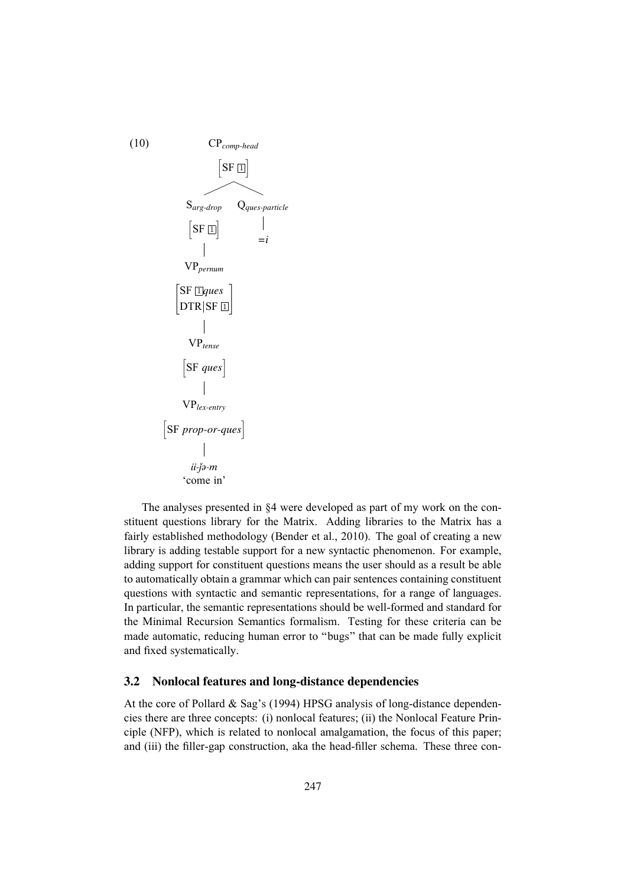(10)

```
CP_comp-head
[SF [1]]
├── S_arg-drop
│   [SF [1]]
│   │
│   VP_pernum
│   [SF [1]ques
│    DTR|SF [1]]
│   │
│   VP_tense
│   [SF ques]
│   │
│   VP_lex-entry
│   [SF prop-or-ques]
│   │
│   ii-ǰə-m
│   'come in'
└── Q_ques-particle
    │
    =i
```

The analyses presented in §4 were developed as part of my work on the constituent questions library for the Matrix. Adding libraries to the Matrix has a fairly established methodology (Bender et al., 2010). The goal of creating a new library is adding testable support for a new syntactic phenomenon. For example, adding support for constituent questions means the user should as a result be able to automatically obtain a grammar which can pair sentences containing constituent questions with syntactic and semantic representations, for a range of languages. In particular, the semantic representations should be well-formed and standard for the Minimal Recursion Semantics formalism. Testing for these criteria can be made automatic, reducing human error to "bugs" that can be made fully explicit and fixed systematically.

### 3.2 Nonlocal features and long-distance dependencies

At the core of Pollard & Sag's (1994) HPSG analysis of long-distance dependencies there are three concepts: (i) nonlocal features; (ii) the Nonlocal Feature Principle (NFP), which is related to nonlocal amalgamation, the focus of this paper; and (iii) the filler-gap construction, aka the head-filler schema. These three con-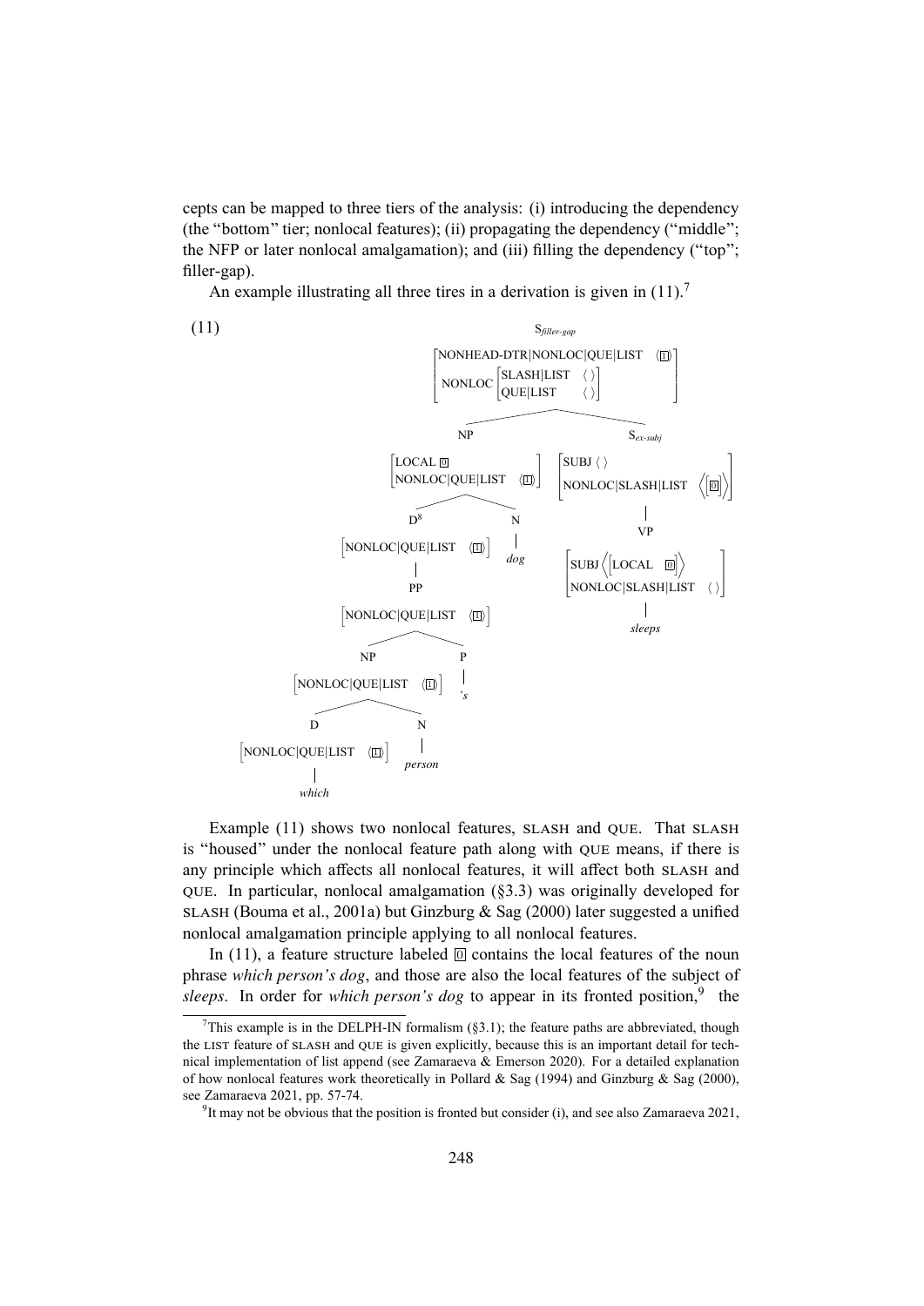cepts can be mapped to three tiers of the analysis: (i) introducing the dependency (the "bottom" tier; nonlocal features); (ii) propagating the dependency ("middle"; the NFP or later nonlocal amalgamation); and (iii) filling the dependency ("top"; filler-gap).

An example illustrating all three tires in a derivation is given in (11).[7]

(11)

```
S_filler-gap
[NONHEAD-DTR|NONLOC|QUE|LIST ⟨[1]⟩
 NONLOC [SLASH|LIST ⟨ ⟩
         QUE|LIST   ⟨ ⟩]]
├── NP
│   [LOCAL [0]
│    NONLOC|QUE|LIST ⟨[1]⟩]
│   ├── D^8
│   │   [NONLOC|QUE|LIST ⟨[1]⟩]
│   │   └── PP
│   │       [NONLOC|QUE|LIST ⟨[1]⟩]
│   │       ├── NP
│   │       │   [NONLOC|QUE|LIST ⟨[1]⟩]
│   │       │   ├── D
│   │       │   │   [NONLOC|QUE|LIST ⟨[1]⟩]
│   │       │   │   └── which
│   │       │   └── N
│   │       │       └── person
│   │       └── P
│   │           └── 's
│   └── N
│       └── dog
└── S_ex-subj
    [SUBJ ⟨ ⟩
     NONLOC|SLASH|LIST ⟨[[0]]⟩]
    └── VP
        [SUBJ ⟨[LOCAL [0]]⟩
         NONLOC|SLASH|LIST ⟨ ⟩]
        └── sleeps
```

Example (11) shows two nonlocal features, SLASH and QUE. That SLASH is "housed" under the nonlocal feature path along with QUE means, if there is any principle which affects all nonlocal features, it will affect both SLASH and QUE. In particular, nonlocal amalgamation (§3.3) was originally developed for SLASH (Bouma et al., 2001a) but Ginzburg & Sag (2000) later suggested a unified nonlocal amalgamation principle applying to all nonlocal features.

In (11), a feature structure labeled [0] contains the local features of the noun phrase *which person's dog*, and those are also the local features of the subject of *sleeps*. In order for *which person's dog* to appear in its fronted position,[9] the

---

[7]This example is in the DELPH-IN formalism (§3.1); the feature paths are abbreviated, though the LIST feature of SLASH and QUE is given explicitly, because this is an important detail for technical implementation of list append (see Zamaraeva & Emerson 2020). For a detailed explanation of how nonlocal features work theoretically in Pollard & Sag (1994) and Ginzburg & Sag (2000), see Zamaraeva 2021, pp. 57-74.

[9]It may not be obvious that the position is fronted but consider (i), and see also Zamaraeva 2021,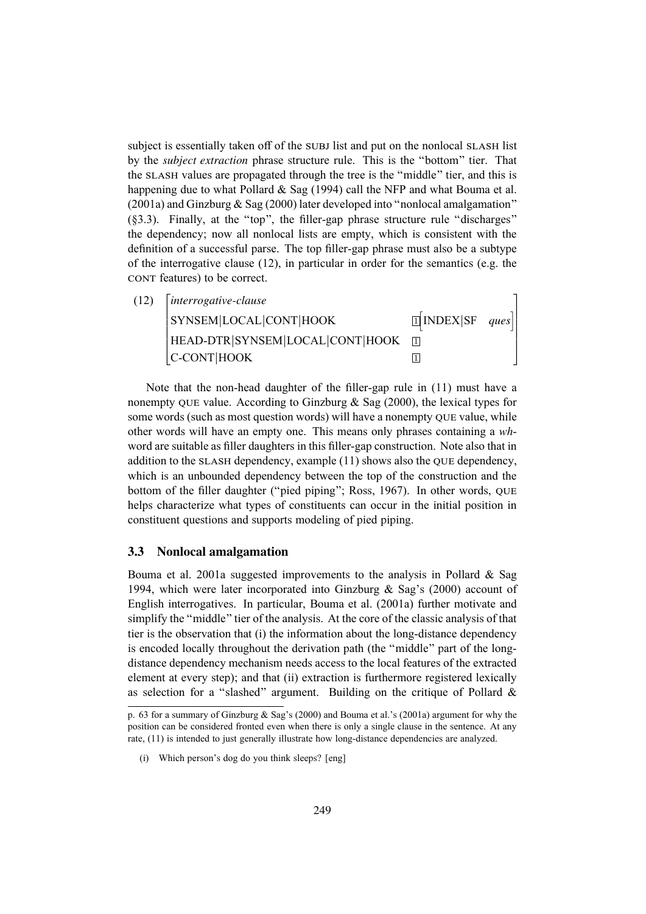subject is essentially taken off of the SUBJ list and put on the nonlocal SLASH list by the *subject extraction* phrase structure rule. This is the "bottom" tier. That the SLASH values are propagated through the tree is the "middle" tier, and this is happening due to what Pollard & Sag (1994) call the NFP and what Bouma et al. (2001a) and Ginzburg & Sag (2000) later developed into "nonlocal amalgamation" (§3.3). Finally, at the "top", the filler-gap phrase structure rule "discharges" the dependency; now all nonlocal lists are empty, which is consistent with the definition of a successful parse. The top filler-gap phrase must also be a subtype of the interrogative clause (12), in particular in order for the semantics (e.g. the CONT features) to be correct.

(12)
$$\begin{bmatrix} \textit{interrogative-clause} & \\ \text{SYNSEM|LOCAL|CONT|HOOK} & \boxed{1}\begin{bmatrix}\text{INDEX|SF} & \textit{ques}\end{bmatrix} \\ \text{HEAD-DTR|SYNSEM|LOCAL|CONT|HOOK} & \boxed{1} \\ \text{C-CONT|HOOK} & \boxed{1} \end{bmatrix}$$

Note that the non-head daughter of the filler-gap rule in (11) must have a nonempty QUE value. According to Ginzburg & Sag (2000), the lexical types for some words (such as most question words) will have a nonempty QUE value, while other words will have an empty one. This means only phrases containing a *wh*-word are suitable as filler daughters in this filler-gap construction. Note also that in addition to the SLASH dependency, example (11) shows also the QUE dependency, which is an unbounded dependency between the top of the construction and the bottom of the filler daughter ("pied piping"; Ross, 1967). In other words, QUE helps characterize what types of constituents can occur in the initial position in constituent questions and supports modeling of pied piping.

### 3.3 Nonlocal amalgamation

Bouma et al. 2001a suggested improvements to the analysis in Pollard & Sag 1994, which were later incorporated into Ginzburg & Sag's (2000) account of English interrogatives. In particular, Bouma et al. (2001a) further motivate and simplify the "middle" tier of the analysis. At the core of the classic analysis of that tier is the observation that (i) the information about the long-distance dependency is encoded locally throughout the derivation path (the "middle" part of the long-distance dependency mechanism needs access to the local features of the extracted element at every step); and that (ii) extraction is furthermore registered lexically as selection for a "slashed" argument. Building on the critique of Pollard &

---

p. 63 for a summary of Ginzburg & Sag's (2000) and Bouma et al.'s (2001a) argument for why the position can be considered fronted even when there is only a single clause in the sentence. At any rate, (11) is intended to just generally illustrate how long-distance dependencies are analyzed.

(i) Which person's dog do you think sleeps? [eng]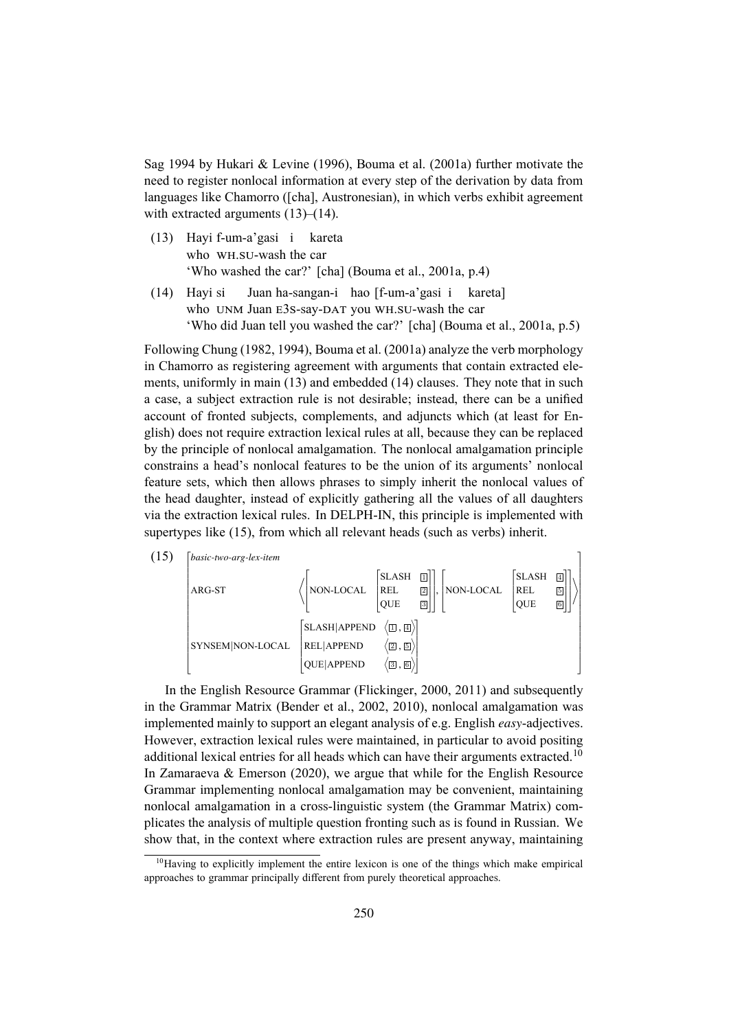Sag 1994 by Hukari & Levine (1996), Bouma et al. (2001a) further motivate the need to register nonlocal information at every step of the derivation by data from languages like Chamorro ([cha], Austronesian), in which verbs exhibit agreement with extracted arguments (13)–(14).

(13) Hayi f-um-a'gasi i kareta
who WH.SU-wash the car
'Who washed the car?' [cha] (Bouma et al., 2001a, p.4)

(14) Hayi si Juan ha-sangan-i hao [f-um-a'gasi i kareta]
who UNM Juan E3S-say-DAT you WH.SU-wash the car
'Who did Juan tell you washed the car?' [cha] (Bouma et al., 2001a, p.5)

Following Chung (1982, 1994), Bouma et al. (2001a) analyze the verb morphology in Chamorro as registering agreement with arguments that contain extracted elements, uniformly in main (13) and embedded (14) clauses. They note that in such a case, a subject extraction rule is not desirable; instead, there can be a unified account of fronted subjects, complements, and adjuncts which (at least for English) does not require extraction lexical rules at all, because they can be replaced by the principle of nonlocal amalgamation. The nonlocal amalgamation principle constrains a head's nonlocal features to be the union of its arguments' nonlocal feature sets, which then allows phrases to simply inherit the nonlocal values of the head daughter, instead of explicitly gathering all the values of all daughters via the extraction lexical rules. In DELPH-IN, this principle is implemented with supertypes like (15), from which all relevant heads (such as verbs) inherit.

(15)
$$\begin{bmatrix} \textit{basic-two-arg-lex-item} & \\ \text{ARG-ST} & \left\langle \begin{bmatrix} \text{NON-LOCAL} & \begin{bmatrix} \text{SLASH} & \boxed{1} \\ \text{REL} & \boxed{2} \\ \text{QUE} & \boxed{3} \end{bmatrix} \end{bmatrix}, \begin{bmatrix} \text{NON-LOCAL} & \begin{bmatrix} \text{SLASH} & \boxed{4} \\ \text{REL} & \boxed{5} \\ \text{QUE} & \boxed{6} \end{bmatrix} \end{bmatrix} \right\rangle \\ \text{SYNSEM|NON-LOCAL} & \begin{bmatrix} \text{SLASH|APPEND} & \langle \boxed{1}, \boxed{4} \rangle \\ \text{REL|APPEND} & \langle \boxed{2}, \boxed{5} \rangle \\ \text{QUE|APPEND} & \langle \boxed{3}, \boxed{6} \rangle \end{bmatrix} \end{bmatrix}$$

In the English Resource Grammar (Flickinger, 2000, 2011) and subsequently in the Grammar Matrix (Bender et al., 2002, 2010), nonlocal amalgamation was implemented mainly to support an elegant analysis of e.g. English *easy*-adjectives. However, extraction lexical rules were maintained, in particular to avoid positing additional lexical entries for all heads which can have their arguments extracted.[10] In Zamaraeva & Emerson (2020), we argue that while for the English Resource Grammar implementing nonlocal amalgamation may be convenient, maintaining nonlocal amalgamation in a cross-linguistic system (the Grammar Matrix) complicates the analysis of multiple question fronting such as is found in Russian. We show that, in the context where extraction rules are present anyway, maintaining

[10] Having to explicitly implement the entire lexicon is one of the things which make empirical approaches to grammar principally different from purely theoretical approaches.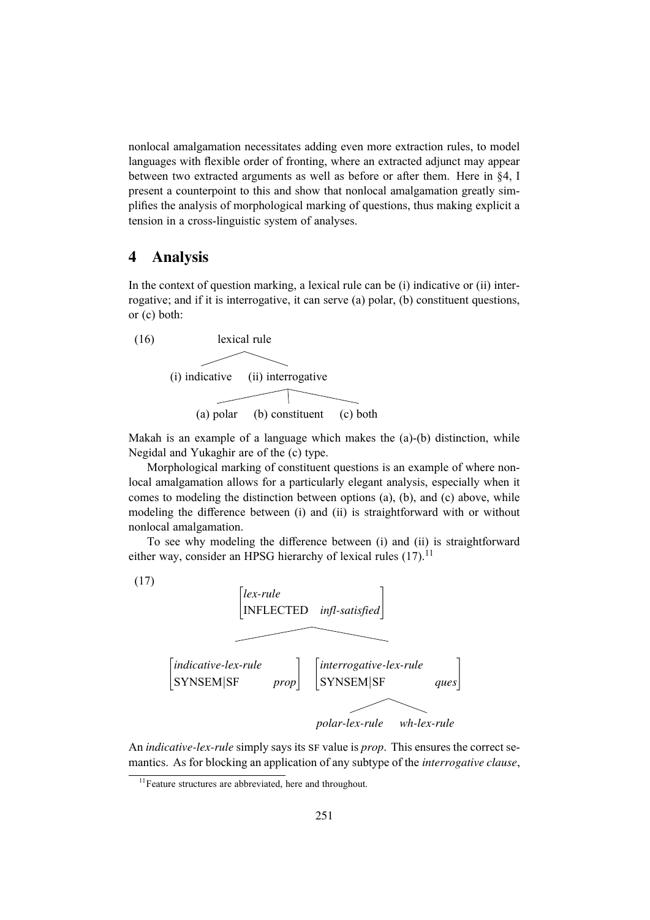nonlocal amalgamation necessitates adding even more extraction rules, to model languages with flexible order of fronting, where an extracted adjunct may appear between two extracted arguments as well as before or after them. Here in §4, I present a counterpoint to this and show that nonlocal amalgamation greatly simplifies the analysis of morphological marking of questions, thus making explicit a tension in a cross-linguistic system of analyses.

# 4 Analysis

In the context of question marking, a lexical rule can be (i) indicative or (ii) interrogative; and if it is interrogative, it can serve (a) polar, (b) constituent questions, or (c) both:

(16)

```
            lexical rule
           /            \
  (i) indicative    (ii) interrogative
                    /        |         \
              (a) polar  (b) constituent  (c) both
```

Makah is an example of a language which makes the (a)-(b) distinction, while Negidal and Yukaghir are of the (c) type.

Morphological marking of constituent questions is an example of where nonlocal amalgamation allows for a particularly elegant analysis, especially when it comes to modeling the distinction between options (a), (b), and (c) above, while modeling the difference between (i) and (ii) is straightforward with or without nonlocal amalgamation.

To see why modeling the difference between (i) and (ii) is straightforward either way, consider an HPSG hierarchy of lexical rules (17).[11]

(17)

```
                    [lex-rule                  ]
                    [INFLECTED  infl-satisfied ]
                   /                            \
[indicative-lex-rule   ]            [interrogative-lex-rule   ]
[SYNSEM|SF        prop ]            [SYNSEM|SF           ques ]
                                        /                \
                               polar-lex-rule        wh-lex-rule
```

An *indicative-lex-rule* simply says its SF value is *prop*. This ensures the correct semantics. As for blocking an application of any subtype of the *interrogative clause*,

[11] Feature structures are abbreviated, here and throughout.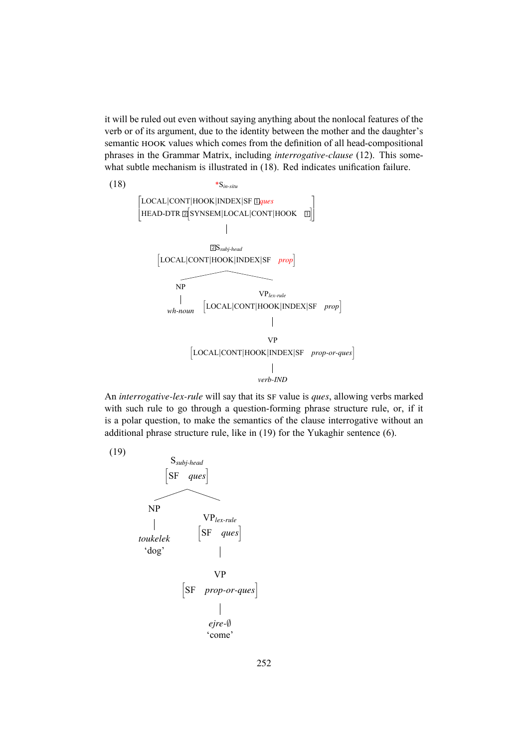it will be ruled out even without saying anything about the nonlocal features of the verb or of its argument, due to the identity between the mother and the daughter's semantic HOOK values which comes from the definition of all head-compositional phrases in the Grammar Matrix, including *interrogative-clause* (12). This somewhat subtle mechanism is illustrated in (18). Red indicates unification failure.

(18)

```
                         *S_in-situ
        [LOCAL|CONT|HOOK|INDEX|SF [1] ques                ]
        [HEAD-DTR [2] [SYNSEM|LOCAL|CONT|HOOK   [1]]      ]
                              |
                        [2] S_subj-head
              [LOCAL|CONT|HOOK|INDEX|SF   prop]
                     /                 \
                   NP                   VP_lex-rule
                   |          [LOCAL|CONT|HOOK|INDEX|SF   prop]
                wh-noun                    |
                                           VP
                         [LOCAL|CONT|HOOK|INDEX|SF   prop-or-ques]
                                           |
                                        verb-IND
```

An *interrogative-lex-rule* will say that its SF value is *ques*, allowing verbs marked with such rule to go through a question-forming phrase structure rule, or, if it is a polar question, to make the semantics of the clause interrogative without an additional phrase structure rule, like in (19) for the Yukaghir sentence (6).

(19)

```
            S_subj-head
            [SF   ques]
             /        \
           NP          VP_lex-rule
           |           [SF   ques]
        toukelek            |
         'dog'              VP
                   [SF   prop-or-ques]
                            |
                          ejre-∅
                          'come'
```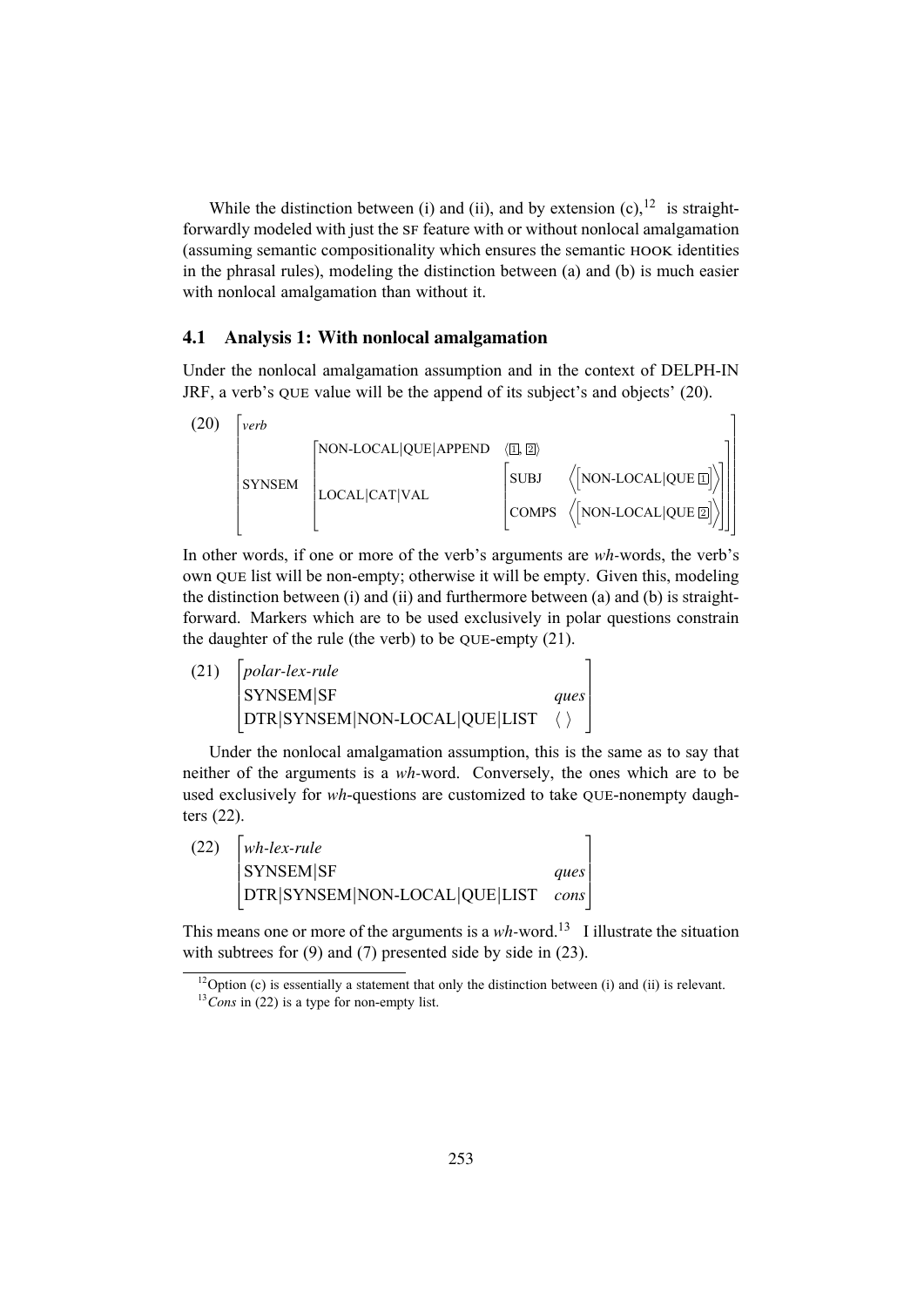While the distinction between (i) and (ii), and by extension (c),[12] is straightforwardly modeled with just the SF feature with or without nonlocal amalgamation (assuming semantic compositionality which ensures the semantic HOOK identities in the phrasal rules), modeling the distinction between (a) and (b) is much easier with nonlocal amalgamation than without it.

### 4.1 Analysis 1: With nonlocal amalgamation

Under the nonlocal amalgamation assumption and in the context of DELPH-IN JRF, a verb's QUE value will be the append of its subject's and objects' (20).

$$
(20)\quad \begin{bmatrix} \textit{verb} \\ \text{SYNSEM} \begin{bmatrix} \text{NON-LOCAL|QUE|APPEND} & \langle \boxed{1}, \boxed{2} \rangle \\ \text{LOCAL|CAT|VAL} & \begin{bmatrix} \text{SUBJ} & \left\langle \begin{bmatrix} \text{NON-LOCAL|QUE } \boxed{1} \end{bmatrix} \right\rangle \\ \text{COMPS} & \left\langle \begin{bmatrix} \text{NON-LOCAL|QUE } \boxed{2} \end{bmatrix} \right\rangle \end{bmatrix} \end{bmatrix} \end{bmatrix}
$$

In other words, if one or more of the verb's arguments are *wh*-words, the verb's own QUE list will be non-empty; otherwise it will be empty. Given this, modeling the distinction between (i) and (ii) and furthermore between (a) and (b) is straightforward. Markers which are to be used exclusively in polar questions constrain the daughter of the rule (the verb) to be QUE-empty (21).

$$
(21)\quad \begin{bmatrix} \textit{polar-lex-rule} & \\ \text{SYNSEM|SF} & \textit{ques} \\ \text{DTR|SYNSEM|NON-LOCAL|QUE|LIST} & \langle\ \rangle \end{bmatrix}
$$

Under the nonlocal amalgamation assumption, this is the same as to say that neither of the arguments is a *wh*-word. Conversely, the ones which are to be used exclusively for *wh*-questions are customized to take QUE-nonempty daughters (22).

$$
(22)\quad \begin{bmatrix} \textit{wh-lex-rule} & \\ \text{SYNSEM|SF} & \textit{ques} \\ \text{DTR|SYNSEM|NON-LOCAL|QUE|LIST} & \textit{cons} \end{bmatrix}
$$

This means one or more of the arguments is a *wh*-word.[13] I illustrate the situation with subtrees for (9) and (7) presented side by side in (23).

[12] Option (c) is essentially a statement that only the distinction between (i) and (ii) is relevant.

[13] *Cons* in (22) is a type for non-empty list.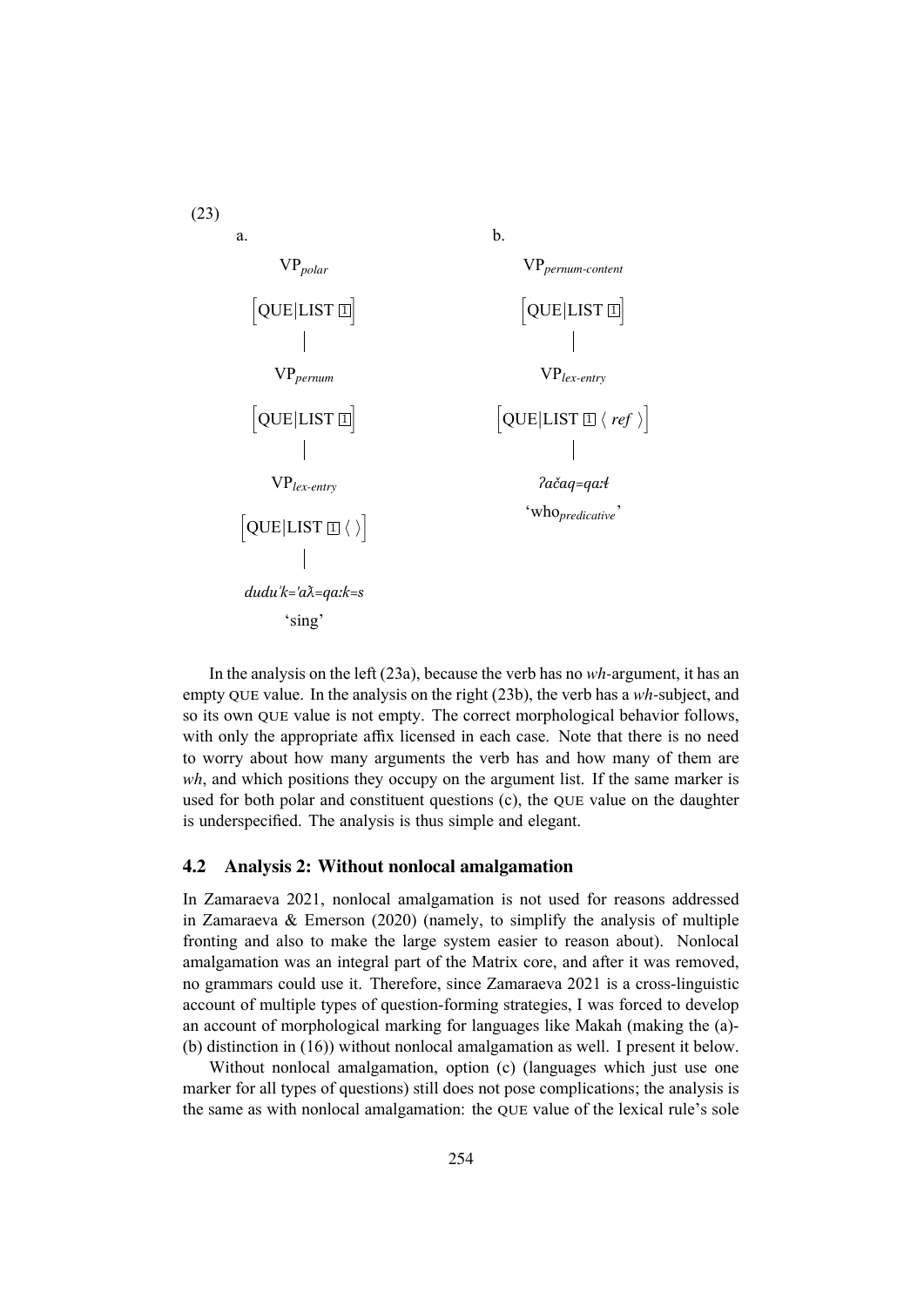(23)

a.

VP$_{polar}$
[QUE|LIST [1]]
|
VP$_{pernum}$
[QUE|LIST [1]]
|
VP$_{lex\text{-}entry}$
[QUE|LIST [1] ⟨ ⟩]
|
*dudu'k='aƛ=qa:k=s*
'sing'

b.

VP$_{pernum\text{-}content}$
[QUE|LIST [1]]
|
VP$_{lex\text{-}entry}$
[QUE|LIST [1] ⟨ *ref* ⟩]
|
*ʔačaq=qa:ɬ*
'who$_{predicative}$'

In the analysis on the left (23a), because the verb has no *wh*-argument, it has an empty QUE value. In the analysis on the right (23b), the verb has a *wh*-subject, and so its own QUE value is not empty. The correct morphological behavior follows, with only the appropriate affix licensed in each case. Note that there is no need to worry about how many arguments the verb has and how many of them are *wh*, and which positions they occupy on the argument list. If the same marker is used for both polar and constituent questions (c), the QUE value on the daughter is underspecified. The analysis is thus simple and elegant.

## 4.2 Analysis 2: Without nonlocal amalgamation

In Zamaraeva 2021, nonlocal amalgamation is not used for reasons addressed in Zamaraeva & Emerson (2020) (namely, to simplify the analysis of multiple fronting and also to make the large system easier to reason about). Nonlocal amalgamation was an integral part of the Matrix core, and after it was removed, no grammars could use it. Therefore, since Zamaraeva 2021 is a cross-linguistic account of multiple types of question-forming strategies, I was forced to develop an account of morphological marking for languages like Makah (making the (a)-(b) distinction in (16)) without nonlocal amalgamation as well. I present it below.

Without nonlocal amalgamation, option (c) (languages which just use one marker for all types of questions) still does not pose complications; the analysis is the same as with nonlocal amalgamation: the QUE value of the lexical rule's sole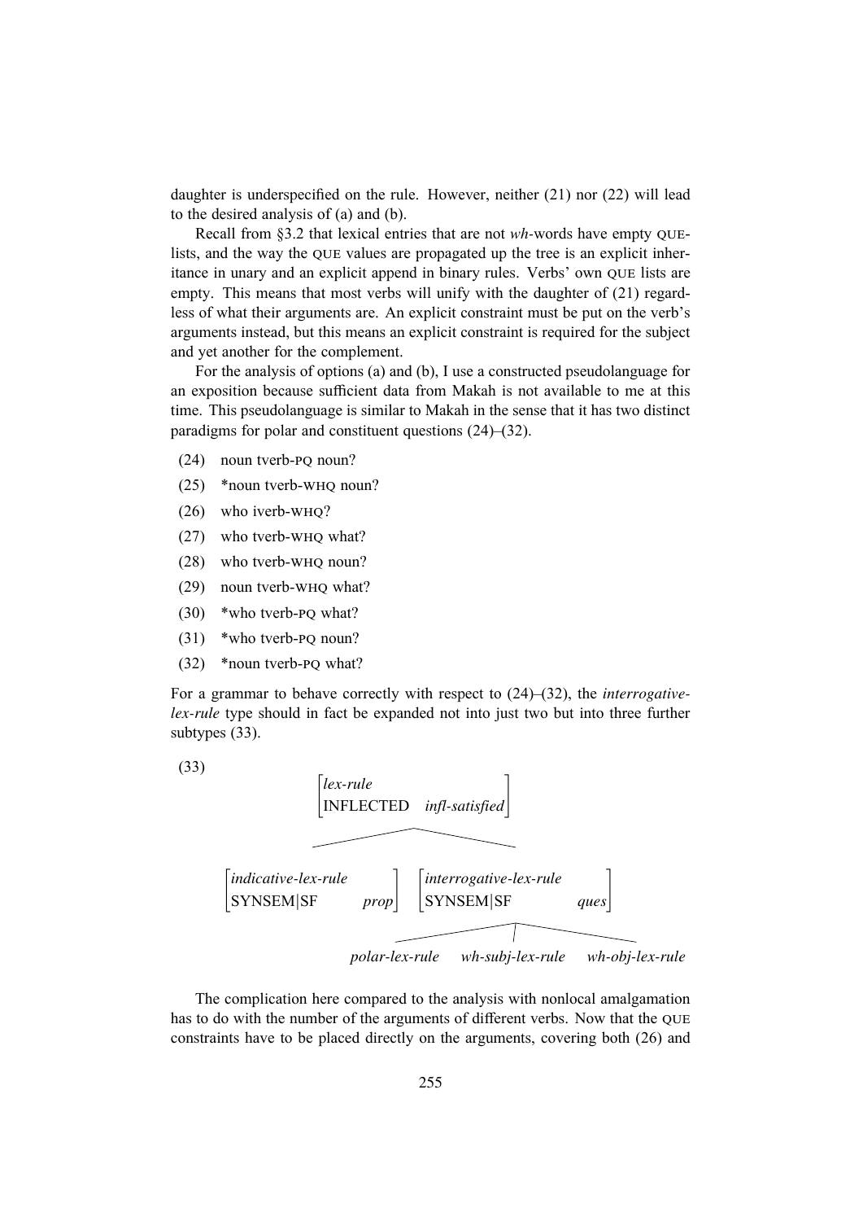daughter is underspecified on the rule. However, neither (21) nor (22) will lead to the desired analysis of (a) and (b).

Recall from §3.2 that lexical entries that are not *wh*-words have empty QUE-lists, and the way the QUE values are propagated up the tree is an explicit inheritance in unary and an explicit append in binary rules. Verbs' own QUE lists are empty. This means that most verbs will unify with the daughter of (21) regardless of what their arguments are. An explicit constraint must be put on the verb's arguments instead, but this means an explicit constraint is required for the subject and yet another for the complement.

For the analysis of options (a) and (b), I use a constructed pseudolanguage for an exposition because sufficient data from Makah is not available to me at this time. This pseudolanguage is similar to Makah in the sense that it has two distinct paradigms for polar and constituent questions (24)–(32).

(24) noun tverb-PQ noun?

(25) *noun tverb-WHQ noun?

(26) who iverb-WHQ?

(27) who tverb-WHQ what?

(28) who tverb-WHQ noun?

(29) noun tverb-WHQ what?

(30) *who tverb-PQ what?

(31) *who tverb-PQ noun?

(32) *noun tverb-PQ what?

For a grammar to behave correctly with respect to (24)–(32), the *interrogative-lex-rule* type should in fact be expanded not into just two but into three further subtypes (33).

(33)

```
                    [lex-rule                  ]
                    [INFLECTED  infl-satisfied ]
                   /                            \
[indicative-lex-rule    ]      [interrogative-lex-rule ]
[SYNSEM|SF         prop ]      [SYNSEM|SF         ques ]
                              /            |             \
                  polar-lex-rule   wh-subj-lex-rule   wh-obj-lex-rule
```

The complication here compared to the analysis with nonlocal amalgamation has to do with the number of the arguments of different verbs. Now that the QUE constraints have to be placed directly on the arguments, covering both (26) and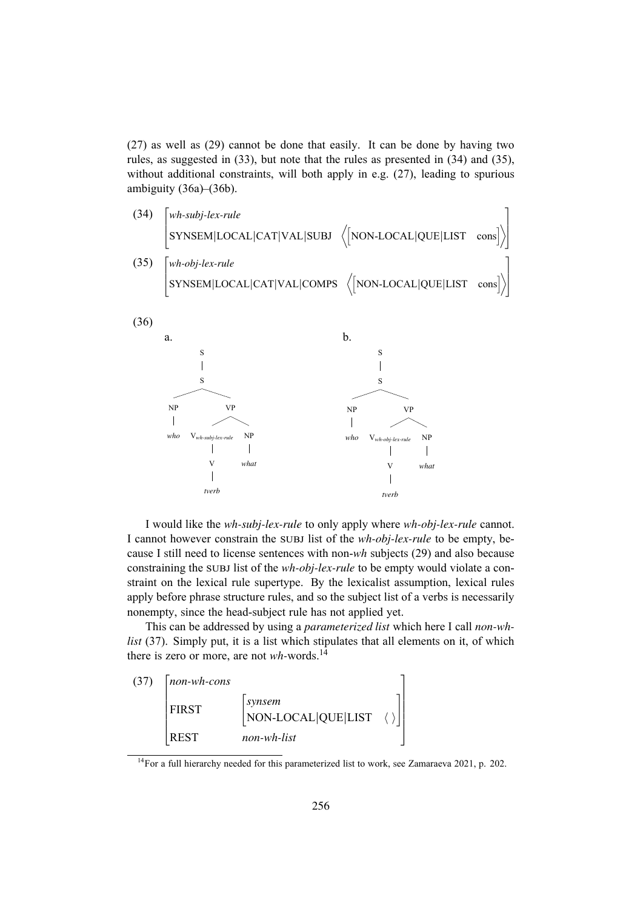(27) as well as (29) cannot be done that easily. It can be done by having two rules, as suggested in (33), but note that the rules as presented in (34) and (35), without additional constraints, will both apply in e.g. (27), leading to spurious ambiguity (36a)–(36b).

(34) $\begin{bmatrix} \textit{wh-subj-lex-rule} & \\ \text{SYNSEM|LOCAL|CAT|VAL|SUBJ} & \left\langle \begin{bmatrix} \text{NON-LOCAL|QUE|LIST} & \text{cons} \end{bmatrix} \right\rangle \end{bmatrix}$

(35) $\begin{bmatrix} \textit{wh-obj-lex-rule} & \\ \text{SYNSEM|LOCAL|CAT|VAL|COMPS} & \left\langle \begin{bmatrix} \text{NON-LOCAL|QUE|LIST} & \text{cons} \end{bmatrix} \right\rangle \end{bmatrix}$

(36)

a.

```
S
|
S
├── NP
│   └── who
└── VP
    ├── V_wh-subj-lex-rule
    │   └── V
    │       └── tverb
    └── NP
        └── what
```

b.

```
S
|
S
├── NP
│   └── who
└── VP
    ├── V_wh-obj-lex-rule
    │   └── V
    │       └── tverb
    └── NP
        └── what
```

I would like the *wh-subj-lex-rule* to only apply where *wh-obj-lex-rule* cannot. I cannot however constrain the SUBJ list of the *wh-obj-lex-rule* to be empty, because I still need to license sentences with non-*wh* subjects (29) and also because constraining the SUBJ list of the *wh-obj-lex-rule* to be empty would violate a constraint on the lexical rule supertype. By the lexicalist assumption, lexical rules apply before phrase structure rules, and so the subject list of a verbs is necessarily nonempty, since the head-subject rule has not applied yet.

This can be addressed by using a *parameterized list* which here I call *non-wh-list* (37). Simply put, it is a list which stipulates that all elements on it, of which there is zero or more, are not *wh*-words.[14]

(37) $\begin{bmatrix} \textit{non-wh-cons} & \\ \text{FIRST} & \begin{bmatrix} \textit{synsem} & \\ \text{NON-LOCAL|QUE|LIST} & \langle\,\rangle \end{bmatrix} \\ \text{REST} & \textit{non-wh-list} \end{bmatrix}$

[14] For a full hierarchy needed for this parameterized list to work, see Zamaraeva 2021, p. 202.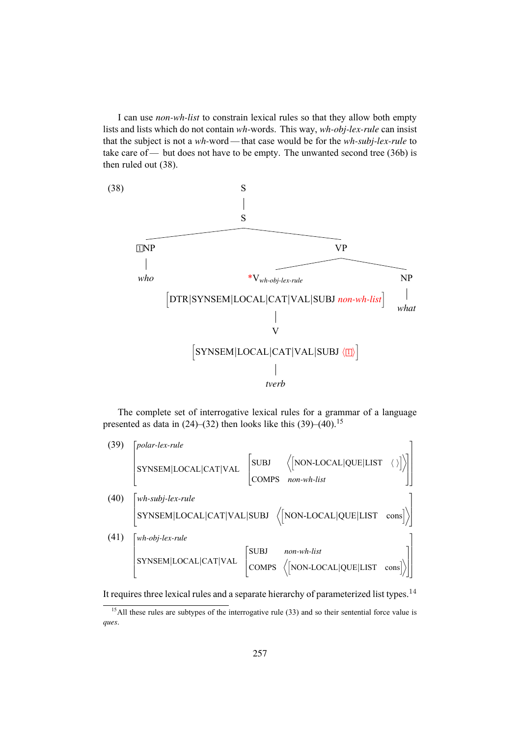I can use *non-wh-list* to constrain lexical rules so that they allow both empty lists and lists which do not contain *wh*-words. This way, *wh-obj-lex-rule* can insist that the subject is not a *wh*-word — that case would be for the *wh-subj-lex-rule* to take care of — but does not have to be empty. The unwanted second tree (36b) is then ruled out (38).

(38)

```
S
|
S
├── [1]NP
│     |
│    who
└── VP
      ├── *V_wh-obj-lex-rule
      │     [DTR|SYNSEM|LOCAL|CAT|VAL|SUBJ non-wh-list]
      │     |
      │     V
      │     [SYNSEM|LOCAL|CAT|VAL|SUBJ ⟨[1]⟩]
      │     |
      │    tverb
      └── NP
            |
           what
```

The complete set of interrogative lexical rules for a grammar of a language presented as data in (24)–(32) then looks like this (39)–(40).[15]

(39)
```
[ polar-lex-rule                                                        ]
[ SYNSEM|LOCAL|CAT|VAL [ SUBJ   ⟨[NON-LOCAL|QUE|LIST ⟨⟩]⟩ ]              ]
[                      [ COMPS  non-wh-list              ]              ]
```

(40)
```
[ wh-subj-lex-rule                                                      ]
[ SYNSEM|LOCAL|CAT|VAL|SUBJ ⟨[NON-LOCAL|QUE|LIST cons]⟩                 ]
```

(41)
```
[ wh-obj-lex-rule                                                       ]
[ SYNSEM|LOCAL|CAT|VAL [ SUBJ   non-wh-list                   ]         ]
[                      [ COMPS  ⟨[NON-LOCAL|QUE|LIST cons]⟩   ]         ]
```

It requires three lexical rules and a separate hierarchy of parameterized list types.[14]

---

[15] All these rules are subtypes of the interrogative rule (33) and so their sentential force value is *ques*.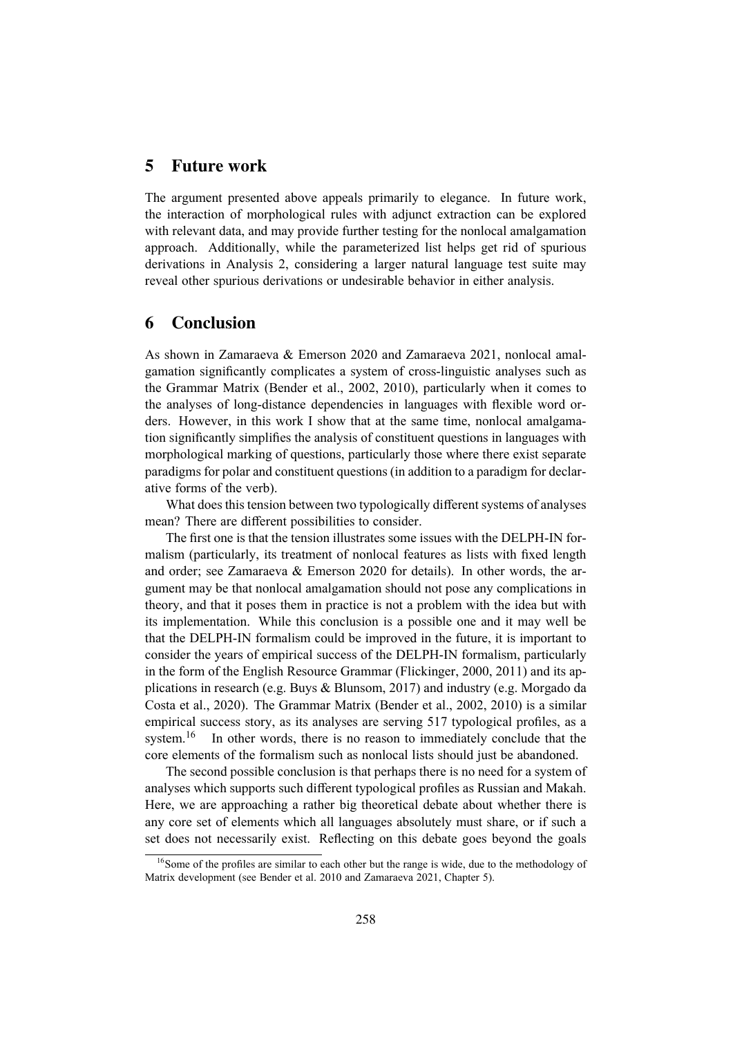## 5 Future work

The argument presented above appeals primarily to elegance. In future work, the interaction of morphological rules with adjunct extraction can be explored with relevant data, and may provide further testing for the nonlocal amalgamation approach. Additionally, while the parameterized list helps get rid of spurious derivations in Analysis 2, considering a larger natural language test suite may reveal other spurious derivations or undesirable behavior in either analysis.

## 6 Conclusion

As shown in Zamaraeva & Emerson 2020 and Zamaraeva 2021, nonlocal amalgamation significantly complicates a system of cross-linguistic analyses such as the Grammar Matrix (Bender et al., 2002, 2010), particularly when it comes to the analyses of long-distance dependencies in languages with flexible word orders. However, in this work I show that at the same time, nonlocal amalgamation significantly simplifies the analysis of constituent questions in languages with morphological marking of questions, particularly those where there exist separate paradigms for polar and constituent questions (in addition to a paradigm for declarative forms of the verb).

What does this tension between two typologically different systems of analyses mean? There are different possibilities to consider.

The first one is that the tension illustrates some issues with the DELPH-IN formalism (particularly, its treatment of nonlocal features as lists with fixed length and order; see Zamaraeva & Emerson 2020 for details). In other words, the argument may be that nonlocal amalgamation should not pose any complications in theory, and that it poses them in practice is not a problem with the idea but with its implementation. While this conclusion is a possible one and it may well be that the DELPH-IN formalism could be improved in the future, it is important to consider the years of empirical success of the DELPH-IN formalism, particularly in the form of the English Resource Grammar (Flickinger, 2000, 2011) and its applications in research (e.g. Buys & Blunsom, 2017) and industry (e.g. Morgado da Costa et al., 2020). The Grammar Matrix (Bender et al., 2002, 2010) is a similar empirical success story, as its analyses are serving 517 typological profiles, as a system.[16] In other words, there is no reason to immediately conclude that the core elements of the formalism such as nonlocal lists should just be abandoned.

The second possible conclusion is that perhaps there is no need for a system of analyses which supports such different typological profiles as Russian and Makah. Here, we are approaching a rather big theoretical debate about whether there is any core set of elements which all languages absolutely must share, or if such a set does not necessarily exist. Reflecting on this debate goes beyond the goals

[16] Some of the profiles are similar to each other but the range is wide, due to the methodology of Matrix development (see Bender et al. 2010 and Zamaraeva 2021, Chapter 5).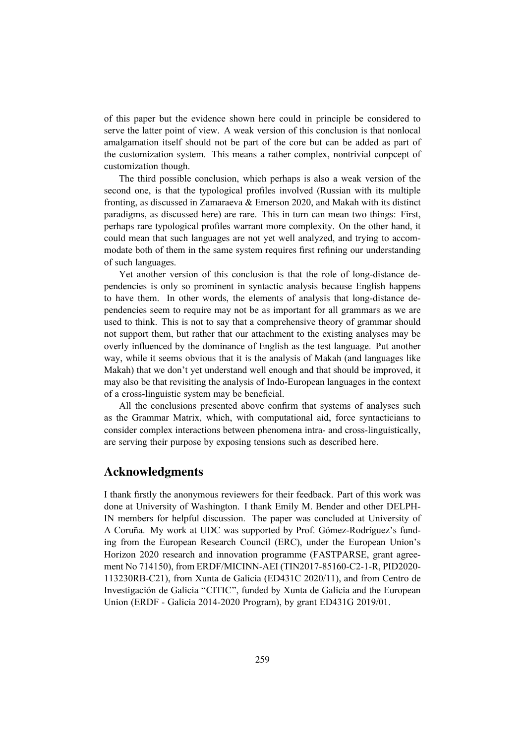of this paper but the evidence shown here could in principle be considered to serve the latter point of view. A weak version of this conclusion is that nonlocal amalgamation itself should not be part of the core but can be added as part of the customization system. This means a rather complex, nontrivial conpcept of customization though.

The third possible conclusion, which perhaps is also a weak version of the second one, is that the typological profiles involved (Russian with its multiple fronting, as discussed in Zamaraeva & Emerson 2020, and Makah with its distinct paradigms, as discussed here) are rare. This in turn can mean two things: First, perhaps rare typological profiles warrant more complexity. On the other hand, it could mean that such languages are not yet well analyzed, and trying to accommodate both of them in the same system requires first refining our understanding of such languages.

Yet another version of this conclusion is that the role of long-distance dependencies is only so prominent in syntactic analysis because English happens to have them. In other words, the elements of analysis that long-distance dependencies seem to require may not be as important for all grammars as we are used to think. This is not to say that a comprehensive theory of grammar should not support them, but rather that our attachment to the existing analyses may be overly influenced by the dominance of English as the test language. Put another way, while it seems obvious that it is the analysis of Makah (and languages like Makah) that we don't yet understand well enough and that should be improved, it may also be that revisiting the analysis of Indo-European languages in the context of a cross-linguistic system may be beneficial.

All the conclusions presented above confirm that systems of analyses such as the Grammar Matrix, which, with computational aid, force syntacticians to consider complex interactions between phenomena intra- and cross-linguistically, are serving their purpose by exposing tensions such as described here.

## Acknowledgments

I thank firstly the anonymous reviewers for their feedback. Part of this work was done at University of Washington. I thank Emily M. Bender and other DELPH-IN members for helpful discussion. The paper was concluded at University of A Coruña. My work at UDC was supported by Prof. Gómez-Rodríguez's funding from the European Research Council (ERC), under the European Union's Horizon 2020 research and innovation programme (FASTPARSE, grant agreement No 714150), from ERDF/MICINN-AEI (TIN2017-85160-C2-1-R, PID2020-113230RB-C21), from Xunta de Galicia (ED431C 2020/11), and from Centro de Investigación de Galicia "CITIC", funded by Xunta de Galicia and the European Union (ERDF - Galicia 2014-2020 Program), by grant ED431G 2019/01.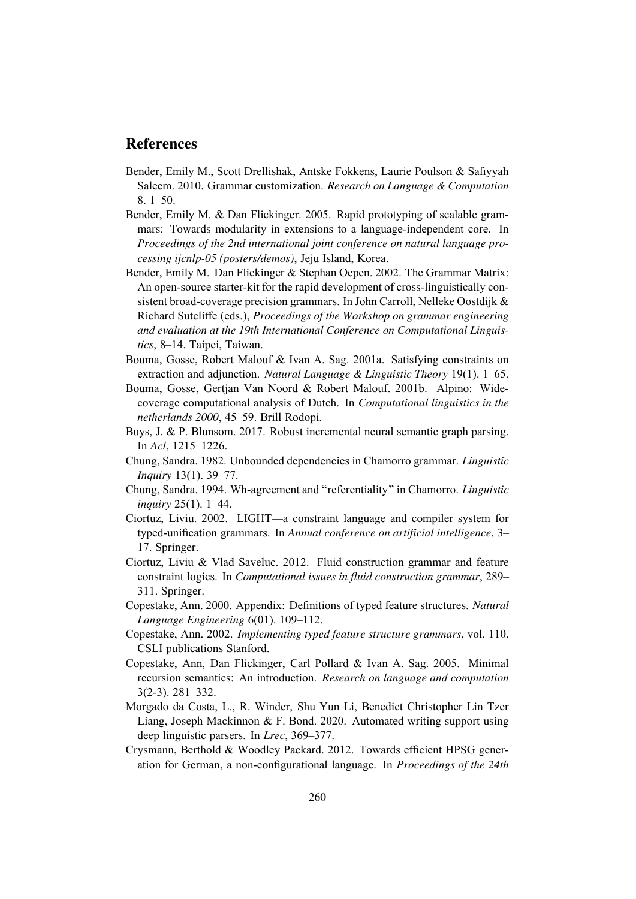# References

Bender, Emily M., Scott Drellishak, Antske Fokkens, Laurie Poulson & Safiyyah Saleem. 2010. Grammar customization. *Research on Language & Computation* 8. 1–50.

Bender, Emily M. & Dan Flickinger. 2005. Rapid prototyping of scalable grammars: Towards modularity in extensions to a language-independent core. In *Proceedings of the 2nd international joint conference on natural language processing ijcnlp-05 (posters/demos)*, Jeju Island, Korea.

Bender, Emily M. Dan Flickinger & Stephan Oepen. 2002. The Grammar Matrix: An open-source starter-kit for the rapid development of cross-linguistically consistent broad-coverage precision grammars. In John Carroll, Nelleke Oostdijk & Richard Sutcliffe (eds.), *Proceedings of the Workshop on grammar engineering and evaluation at the 19th International Conference on Computational Linguistics*, 8–14. Taipei, Taiwan.

Bouma, Gosse, Robert Malouf & Ivan A. Sag. 2001a. Satisfying constraints on extraction and adjunction. *Natural Language & Linguistic Theory* 19(1). 1–65.

Bouma, Gosse, Gertjan Van Noord & Robert Malouf. 2001b. Alpino: Wide-coverage computational analysis of Dutch. In *Computational linguistics in the netherlands 2000*, 45–59. Brill Rodopi.

Buys, J. & P. Blunsom. 2017. Robust incremental neural semantic graph parsing. In *Acl*, 1215–1226.

Chung, Sandra. 1982. Unbounded dependencies in Chamorro grammar. *Linguistic Inquiry* 13(1). 39–77.

Chung, Sandra. 1994. Wh-agreement and "referentiality" in Chamorro. *Linguistic inquiry* 25(1). 1–44.

Ciortuz, Liviu. 2002. LIGHT—a constraint language and compiler system for typed-unification grammars. In *Annual conference on artificial intelligence*, 3–17. Springer.

Ciortuz, Liviu & Vlad Saveluc. 2012. Fluid construction grammar and feature constraint logics. In *Computational issues in fluid construction grammar*, 289–311. Springer.

Copestake, Ann. 2000. Appendix: Definitions of typed feature structures. *Natural Language Engineering* 6(01). 109–112.

Copestake, Ann. 2002. *Implementing typed feature structure grammars*, vol. 110. CSLI publications Stanford.

Copestake, Ann, Dan Flickinger, Carl Pollard & Ivan A. Sag. 2005. Minimal recursion semantics: An introduction. *Research on language and computation* 3(2-3). 281–332.

Morgado da Costa, L., R. Winder, Shu Yun Li, Benedict Christopher Lin Tzer Liang, Joseph Mackinnon & F. Bond. 2020. Automated writing support using deep linguistic parsers. In *Lrec*, 369–377.

Crysmann, Berthold & Woodley Packard. 2012. Towards efficient HPSG generation for German, a non-configurational language. In *Proceedings of the 24th*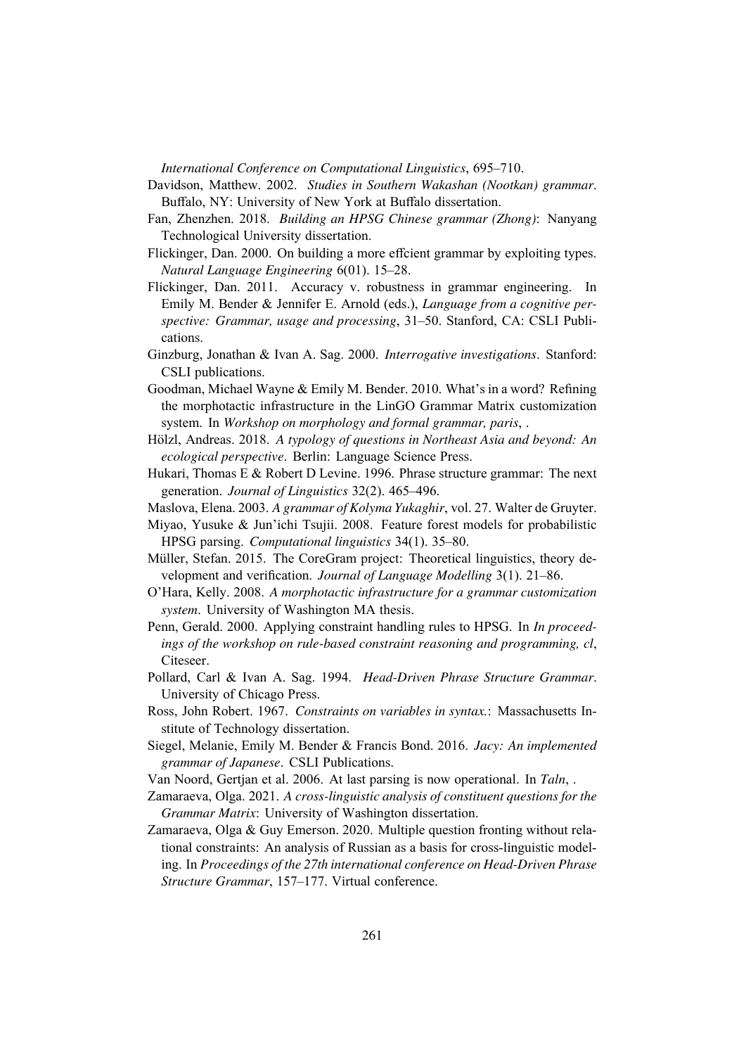*International Conference on Computational Linguistics*, 695–710.

Davidson, Matthew. 2002. *Studies in Southern Wakashan (Nootkan) grammar*. Buffalo, NY: University of New York at Buffalo dissertation.

Fan, Zhenzhen. 2018. *Building an HPSG Chinese grammar (Zhong)*: Nanyang Technological University dissertation.

Flickinger, Dan. 2000. On building a more effcient grammar by exploiting types. *Natural Language Engineering* 6(01). 15–28.

Flickinger, Dan. 2011. Accuracy v. robustness in grammar engineering. In Emily M. Bender & Jennifer E. Arnold (eds.), *Language from a cognitive perspective: Grammar, usage and processing*, 31–50. Stanford, CA: CSLI Publications.

Ginzburg, Jonathan & Ivan A. Sag. 2000. *Interrogative investigations*. Stanford: CSLI publications.

Goodman, Michael Wayne & Emily M. Bender. 2010. What's in a word? Refining the morphotactic infrastructure in the LinGO Grammar Matrix customization system. In *Workshop on morphology and formal grammar, paris*, .

Hölzl, Andreas. 2018. *A typology of questions in Northeast Asia and beyond: An ecological perspective*. Berlin: Language Science Press.

Hukari, Thomas E & Robert D Levine. 1996. Phrase structure grammar: The next generation. *Journal of Linguistics* 32(2). 465–496.

Maslova, Elena. 2003. *A grammar of Kolyma Yukaghir*, vol. 27. Walter de Gruyter.

Miyao, Yusuke & Jun'ichi Tsujii. 2008. Feature forest models for probabilistic HPSG parsing. *Computational linguistics* 34(1). 35–80.

Müller, Stefan. 2015. The CoreGram project: Theoretical linguistics, theory development and verification. *Journal of Language Modelling* 3(1). 21–86.

O'Hara, Kelly. 2008. *A morphotactic infrastructure for a grammar customization system*. University of Washington MA thesis.

Penn, Gerald. 2000. Applying constraint handling rules to HPSG. In *In proceedings of the workshop on rule-based constraint reasoning and programming, cl*, Citeseer.

Pollard, Carl & Ivan A. Sag. 1994. *Head-Driven Phrase Structure Grammar*. University of Chicago Press.

Ross, John Robert. 1967. *Constraints on variables in syntax.*: Massachusetts Institute of Technology dissertation.

Siegel, Melanie, Emily M. Bender & Francis Bond. 2016. *Jacy: An implemented grammar of Japanese*. CSLI Publications.

Van Noord, Gertjan et al. 2006. At last parsing is now operational. In *Taln*, .

Zamaraeva, Olga. 2021. *A cross-linguistic analysis of constituent questions for the Grammar Matrix*: University of Washington dissertation.

Zamaraeva, Olga & Guy Emerson. 2020. Multiple question fronting without relational constraints: An analysis of Russian as a basis for cross-linguistic modeling. In *Proceedings of the 27th international conference on Head-Driven Phrase Structure Grammar*, 157–177. Virtual conference.